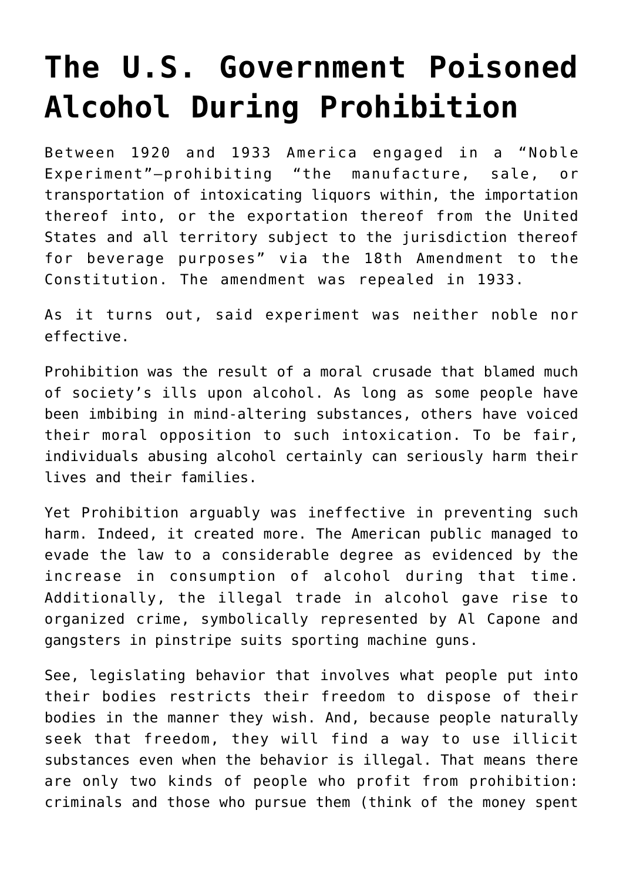# The U.S. Government Poisoned Alcohol During Prohibition

Between 1920 and 1933 America engaged in a "Noble Experiment"—prohibiting "the manufacture, sale, or transportation of intoxicating liquors within, the importation thereof into, or the exportation thereof from the United States and all territory subject to the jurisdiction thereof for beverage purposes" via the 18th Amendment to the Constitution. The amendment was repealed in 1933.

As it turns out, said experiment was neither noble nor effective.

Prohibition was the result of a moral crusade that blamed much of society's ills upon alcohol. As long as some people have been imbibing in mind-altering substances, others have voiced their moral opposition to such intoxication. To be fair, individuals abusing alcohol certainly can seriously harm their lives and their families.

Yet Prohibition arguably was ineffective in preventing such harm. Indeed, it created more. The American public managed to evade the law to a considerable degree as evidenced by the increase in consumption of alcohol during that time. Additionally, the illegal trade in alcohol gave rise to organized crime, symbolically represented by Al Capone and gangsters in pinstripe suits sporting machine guns.

See, legislating behavior that involves what people put into their bodies restricts their freedom to dispose of their bodies in the manner they wish. And, because people naturally seek that freedom, they will find a way to use illicit substances even when the behavior is illegal. That means there are only two kinds of people who profit from prohibition: criminals and those who pursue them (think of the money spent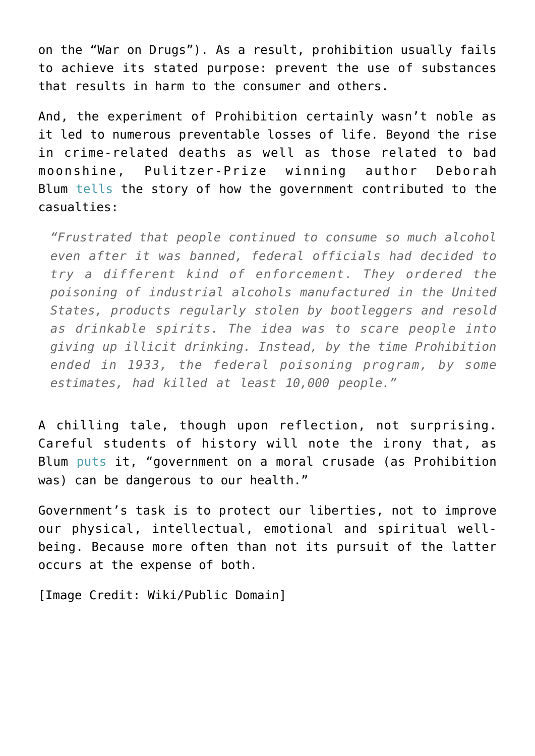on the "War on Drugs"). As a result, prohibition usually fails to achieve its stated purpose: prevent the use of substances that results in harm to the consumer and others.

And, the experiment of Prohibition certainly wasn't noble as it led to numerous preventable losses of life. Beyond the rise in crime-related deaths as well as those related to bad moonshine, Pulitzer-Prize winning author Deborah Blum tells the story of how the government contributed to the casualties:

> *"Frustrated that people continued to consume so much alcohol even after it was banned, federal officials had decided to try a different kind of enforcement. They ordered the poisoning of industrial alcohols manufactured in the United States, products regularly stolen by bootleggers and resold as drinkable spirits. The idea was to scare people into giving up illicit drinking. Instead, by the time Prohibition ended in 1933, the federal poisoning program, by some estimates, had killed at least 10,000 people."*

A chilling tale, though upon reflection, not surprising. Careful students of history will note the irony that, as Blum puts it, "government on a moral crusade (as Prohibition was) can be dangerous to our health."

Government's task is to protect our liberties, not to improve our physical, intellectual, emotional and spiritual well-being. Because more often than not its pursuit of the latter occurs at the expense of both.

[Image Credit: Wiki/Public Domain]